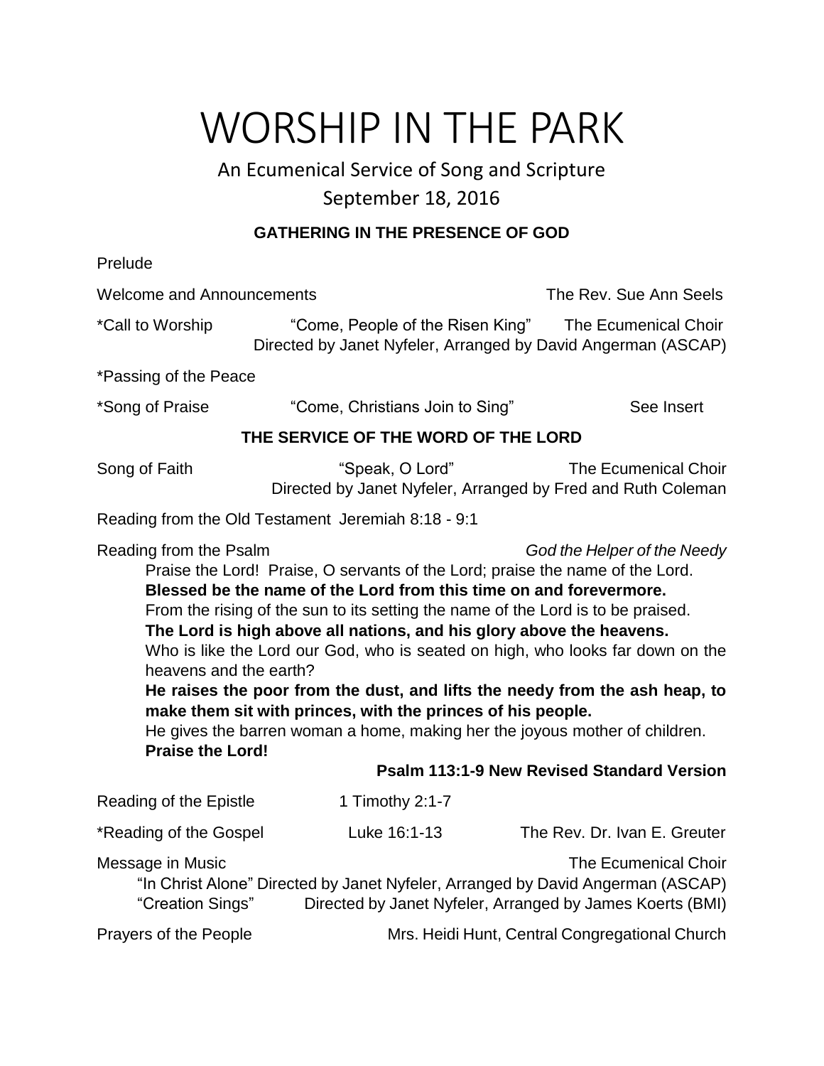# WORSHIP IN THE PARK

An Ecumenical Service of Song and Scripture

September 18, 2016

### GATHERING IN THE PRESENCE OF GOD

Prelude

Welcome and Announcements — The Rev. Sue Ann Seels

*Call to Worship — "Come, People of the Risen King" — The Ecumenical Choir
Directed by Janet Nyfeler, Arranged by David Angerman (ASCAP)

*Passing of the Peace

*Song of Praise — "Come, Christians Join to Sing" — See Insert

### THE SERVICE OF THE WORD OF THE LORD

Song of Faith — "Speak, O Lord" — The Ecumenical Choir
Directed by Janet Nyfeler, Arranged by Fred and Ruth Coleman

Reading from the Old Testament Jeremiah 8:18 - 9:1

Reading from the Psalm — *God the Helper of the Needy*

Praise the Lord! Praise, O servants of the Lord; praise the name of the Lord.
**Blessed be the name of the Lord from this time on and forevermore.**
From the rising of the sun to its setting the name of the Lord is to be praised.
**The Lord is high above all nations, and his glory above the heavens.**
Who is like the Lord our God, who is seated on high, who looks far down on the heavens and the earth?
**He raises the poor from the dust, and lifts the needy from the ash heap, to make them sit with princes, with the princes of his people.**
He gives the barren woman a home, making her the joyous mother of children.
**Praise the Lord!**

**Psalm 113:1-9 New Revised Standard Version**

Reading of the Epistle — 1 Timothy 2:1-7

*Reading of the Gospel — Luke 16:1-13 — The Rev. Dr. Ivan E. Greuter

Message in Music — The Ecumenical Choir
"In Christ Alone" Directed by Janet Nyfeler, Arranged by David Angerman (ASCAP)
"Creation Sings" Directed by Janet Nyfeler, Arranged by James Koerts (BMI)

Prayers of the People — Mrs. Heidi Hunt, Central Congregational Church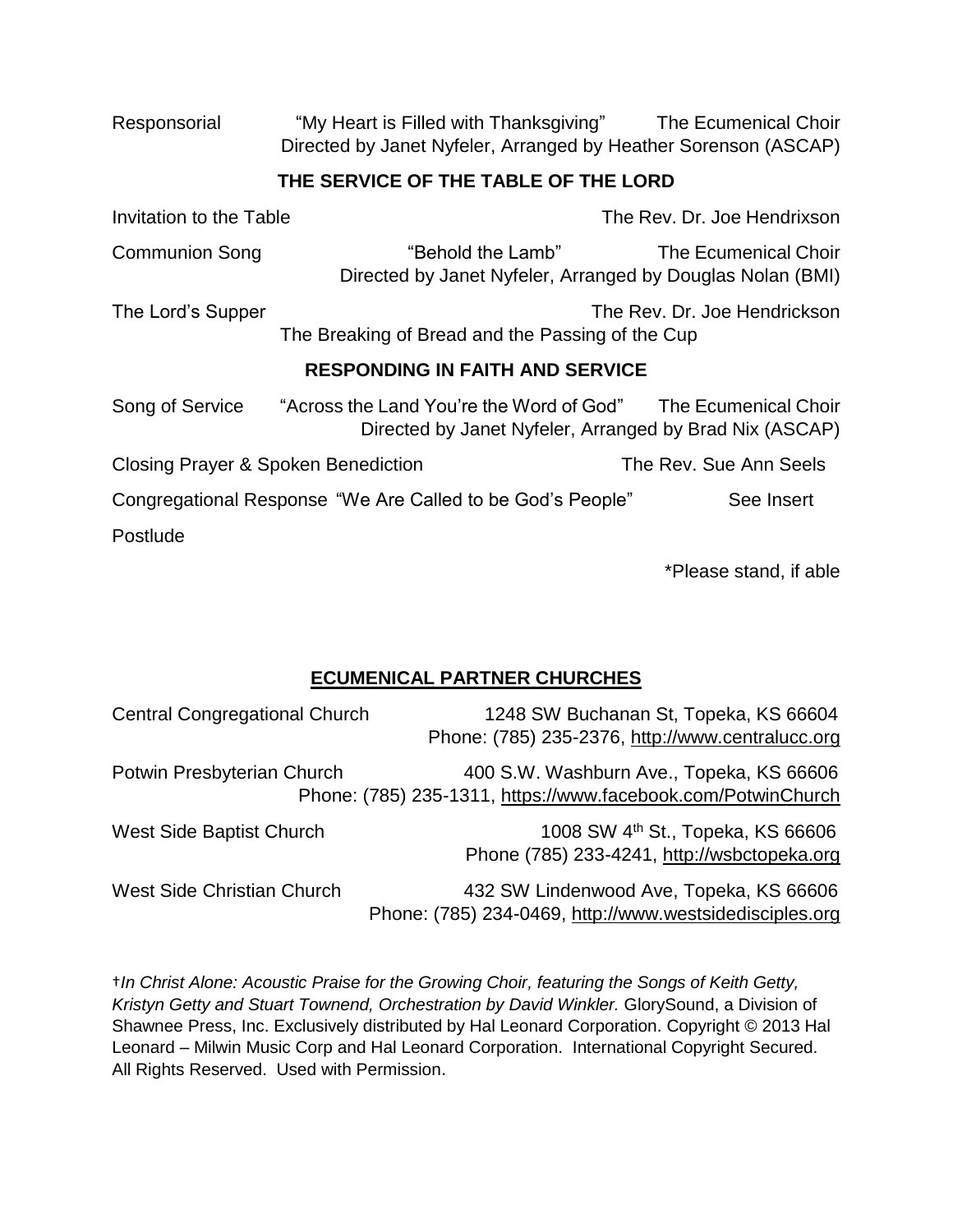Responsorial "My Heart is Filled with Thanksgiving" The Ecumenical Choir
Directed by Janet Nyfeler, Arranged by Heather Sorenson (ASCAP)

**THE SERVICE OF THE TABLE OF THE LORD**

Invitation to the Table The Rev. Dr. Joe Hendrixson

Communion Song "Behold the Lamb" The Ecumenical Choir
Directed by Janet Nyfeler, Arranged by Douglas Nolan (BMI)

The Lord's Supper The Rev. Dr. Joe Hendrickson
The Breaking of Bread and the Passing of the Cup

**RESPONDING IN FAITH AND SERVICE**

Song of Service "Across the Land You're the Word of God" The Ecumenical Choir
Directed by Janet Nyfeler, Arranged by Brad Nix (ASCAP)

Closing Prayer & Spoken Benediction The Rev. Sue Ann Seels

Congregational Response "We Are Called to be God's People" See Insert

Postlude

*Please stand, if able

**ECUMENICAL PARTNER CHURCHES**

Central Congregational Church 1248 SW Buchanan St, Topeka, KS 66604
Phone: (785) 235-2376, http://www.centralucc.org

Potwin Presbyterian Church 400 S.W. Washburn Ave., Topeka, KS 66606
Phone: (785) 235-1311, https://www.facebook.com/PotwinChurch

West Side Baptist Church 1008 SW 4th St., Topeka, KS 66606
Phone (785) 233-4241, http://wsbctopeka.org

West Side Christian Church 432 SW Lindenwood Ave, Topeka, KS 66606
Phone: (785) 234-0469, http://www.westsidedisciples.org

†*In Christ Alone: Acoustic Praise for the Growing Choir, featuring the Songs of Keith Getty, Kristyn Getty and Stuart Townend, Orchestration by David Winkler.* GlorySound, a Division of Shawnee Press, Inc. Exclusively distributed by Hal Leonard Corporation. Copyright © 2013 Hal Leonard – Milwin Music Corp and Hal Leonard Corporation. International Copyright Secured. All Rights Reserved. Used with Permission.